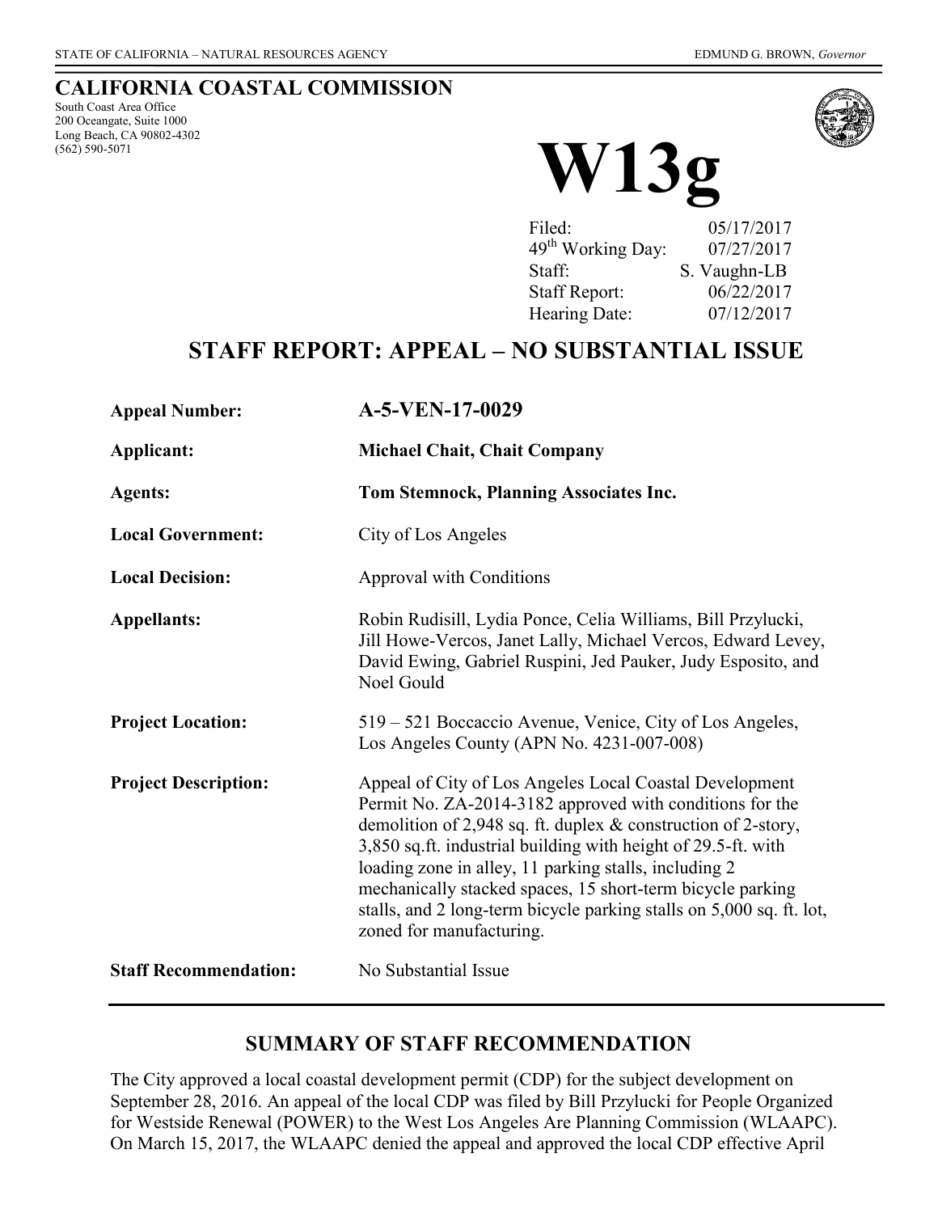STATE OF CALIFORNIA – NATURAL RESOURCES AGENCY EDMUND G. BROWN, *Governor*

# CALIFORNIA COASTAL COMMISSION

South Coast Area Office
200 Oceangate, Suite 1000
Long Beach, CA 90802-4302
(562) 590-5071

# W13g

| | |
|---|---|
| Filed: | 05/17/2017 |
| 49th Working Day: | 07/27/2017 |
| Staff: | S. Vaughn-LB |
| Staff Report: | 06/22/2017 |
| Hearing Date: | 07/12/2017 |

## STAFF REPORT: APPEAL – NO SUBSTANTIAL ISSUE

| | |
|---|---|
| **Appeal Number:** | **A-5-VEN-17-0029** |
| **Applicant:** | **Michael Chait, Chait Company** |
| **Agents:** | **Tom Stemnock, Planning Associates Inc.** |
| **Local Government:** | City of Los Angeles |
| **Local Decision:** | Approval with Conditions |
| **Appellants:** | Robin Rudisill, Lydia Ponce, Celia Williams, Bill Przylucki, Jill Howe-Vercos, Janet Lally, Michael Vercos, Edward Levey, David Ewing, Gabriel Ruspini, Jed Pauker, Judy Esposito, and Noel Gould |
| **Project Location:** | 519 – 521 Boccaccio Avenue, Venice, City of Los Angeles, Los Angeles County (APN No. 4231-007-008) |
| **Project Description:** | Appeal of City of Los Angeles Local Coastal Development Permit No. ZA-2014-3182 approved with conditions for the demolition of 2,948 sq. ft. duplex & construction of 2-story, 3,850 sq.ft. industrial building with height of 29.5-ft. with loading zone in alley, 11 parking stalls, including 2 mechanically stacked spaces, 15 short-term bicycle parking stalls, and 2 long-term bicycle parking stalls on 5,000 sq. ft. lot, zoned for manufacturing. |
| **Staff Recommendation:** | No Substantial Issue |

## SUMMARY OF STAFF RECOMMENDATION

The City approved a local coastal development permit (CDP) for the subject development on September 28, 2016. An appeal of the local CDP was filed by Bill Przylucki for People Organized for Westside Renewal (POWER) to the West Los Angeles Are Planning Commission (WLAAPC). On March 15, 2017, the WLAAPC denied the appeal and approved the local CDP effective April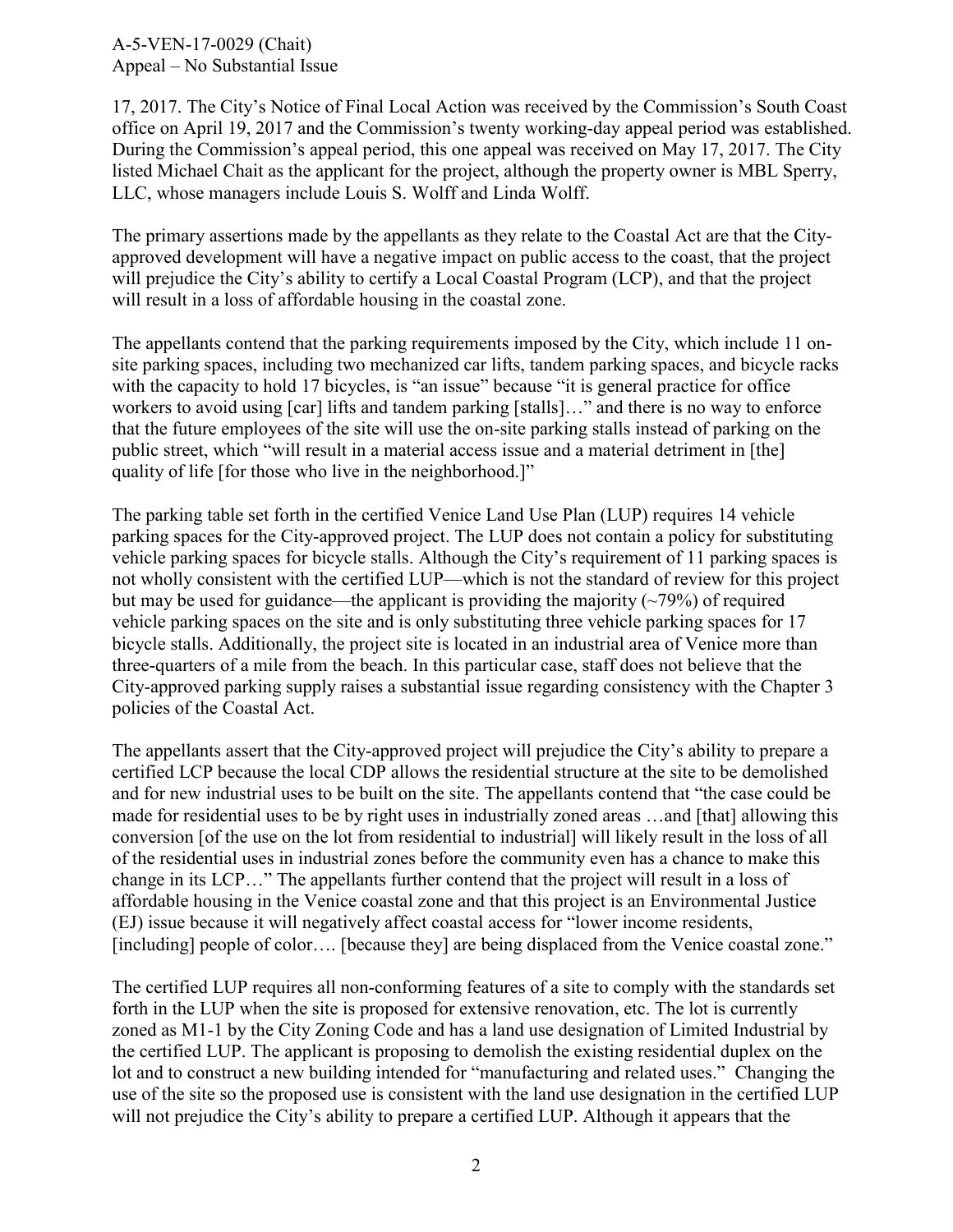17, 2017. The City's Notice of Final Local Action was received by the Commission's South Coast office on April 19, 2017 and the Commission's twenty working-day appeal period was established. During the Commission's appeal period, this one appeal was received on May 17, 2017. The City listed Michael Chait as the applicant for the project, although the property owner is MBL Sperry, LLC, whose managers include Louis S. Wolff and Linda Wolff.

The primary assertions made by the appellants as they relate to the Coastal Act are that the City-approved development will have a negative impact on public access to the coast, that the project will prejudice the City's ability to certify a Local Coastal Program (LCP), and that the project will result in a loss of affordable housing in the coastal zone.

The appellants contend that the parking requirements imposed by the City, which include 11 on-site parking spaces, including two mechanized car lifts, tandem parking spaces, and bicycle racks with the capacity to hold 17 bicycles, is "an issue" because "it is general practice for office workers to avoid using [car] lifts and tandem parking [stalls]…" and there is no way to enforce that the future employees of the site will use the on-site parking stalls instead of parking on the public street, which "will result in a material access issue and a material detriment in [the] quality of life [for those who live in the neighborhood.]"

The parking table set forth in the certified Venice Land Use Plan (LUP) requires 14 vehicle parking spaces for the City-approved project. The LUP does not contain a policy for substituting vehicle parking spaces for bicycle stalls. Although the City's requirement of 11 parking spaces is not wholly consistent with the certified LUP—which is not the standard of review for this project but may be used for guidance—the applicant is providing the majority (~79%) of required vehicle parking spaces on the site and is only substituting three vehicle parking spaces for 17 bicycle stalls. Additionally, the project site is located in an industrial area of Venice more than three-quarters of a mile from the beach. In this particular case, staff does not believe that the City-approved parking supply raises a substantial issue regarding consistency with the Chapter 3 policies of the Coastal Act.

The appellants assert that the City-approved project will prejudice the City's ability to prepare a certified LCP because the local CDP allows the residential structure at the site to be demolished and for new industrial uses to be built on the site. The appellants contend that "the case could be made for residential uses to be by right uses in industrially zoned areas …and [that] allowing this conversion [of the use on the lot from residential to industrial] will likely result in the loss of all of the residential uses in industrial zones before the community even has a chance to make this change in its LCP…" The appellants further contend that the project will result in a loss of affordable housing in the Venice coastal zone and that this project is an Environmental Justice (EJ) issue because it will negatively affect coastal access for "lower income residents, [including] people of color…. [because they] are being displaced from the Venice coastal zone."

The certified LUP requires all non-conforming features of a site to comply with the standards set forth in the LUP when the site is proposed for extensive renovation, etc. The lot is currently zoned as M1-1 by the City Zoning Code and has a land use designation of Limited Industrial by the certified LUP. The applicant is proposing to demolish the existing residential duplex on the lot and to construct a new building intended for "manufacturing and related uses." Changing the use of the site so the proposed use is consistent with the land use designation in the certified LUP will not prejudice the City's ability to prepare a certified LUP. Although it appears that the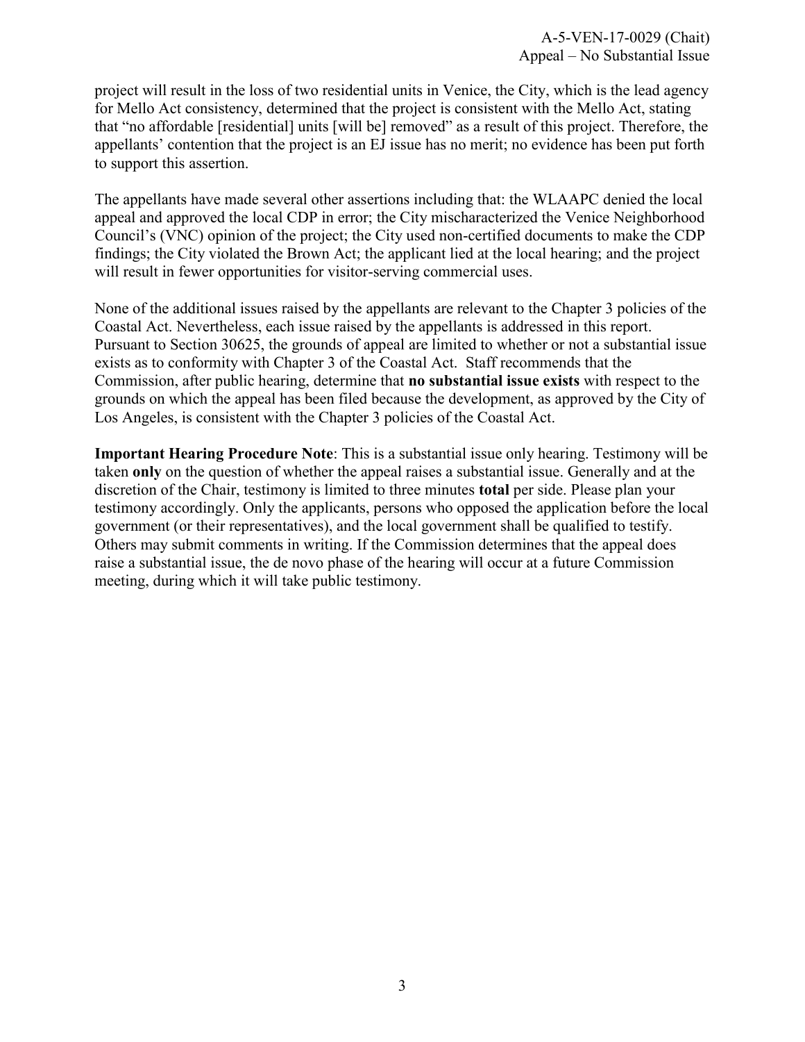project will result in the loss of two residential units in Venice, the City, which is the lead agency for Mello Act consistency, determined that the project is consistent with the Mello Act, stating that "no affordable [residential] units [will be] removed" as a result of this project. Therefore, the appellants' contention that the project is an EJ issue has no merit; no evidence has been put forth to support this assertion.

The appellants have made several other assertions including that: the WLAAPC denied the local appeal and approved the local CDP in error; the City mischaracterized the Venice Neighborhood Council's (VNC) opinion of the project; the City used non-certified documents to make the CDP findings; the City violated the Brown Act; the applicant lied at the local hearing; and the project will result in fewer opportunities for visitor-serving commercial uses.

None of the additional issues raised by the appellants are relevant to the Chapter 3 policies of the Coastal Act. Nevertheless, each issue raised by the appellants is addressed in this report. Pursuant to Section 30625, the grounds of appeal are limited to whether or not a substantial issue exists as to conformity with Chapter 3 of the Coastal Act. Staff recommends that the Commission, after public hearing, determine that **no substantial issue exists** with respect to the grounds on which the appeal has been filed because the development, as approved by the City of Los Angeles, is consistent with the Chapter 3 policies of the Coastal Act.

**Important Hearing Procedure Note**: This is a substantial issue only hearing. Testimony will be taken **only** on the question of whether the appeal raises a substantial issue. Generally and at the discretion of the Chair, testimony is limited to three minutes **total** per side. Please plan your testimony accordingly. Only the applicants, persons who opposed the application before the local government (or their representatives), and the local government shall be qualified to testify. Others may submit comments in writing. If the Commission determines that the appeal does raise a substantial issue, the de novo phase of the hearing will occur at a future Commission meeting, during which it will take public testimony.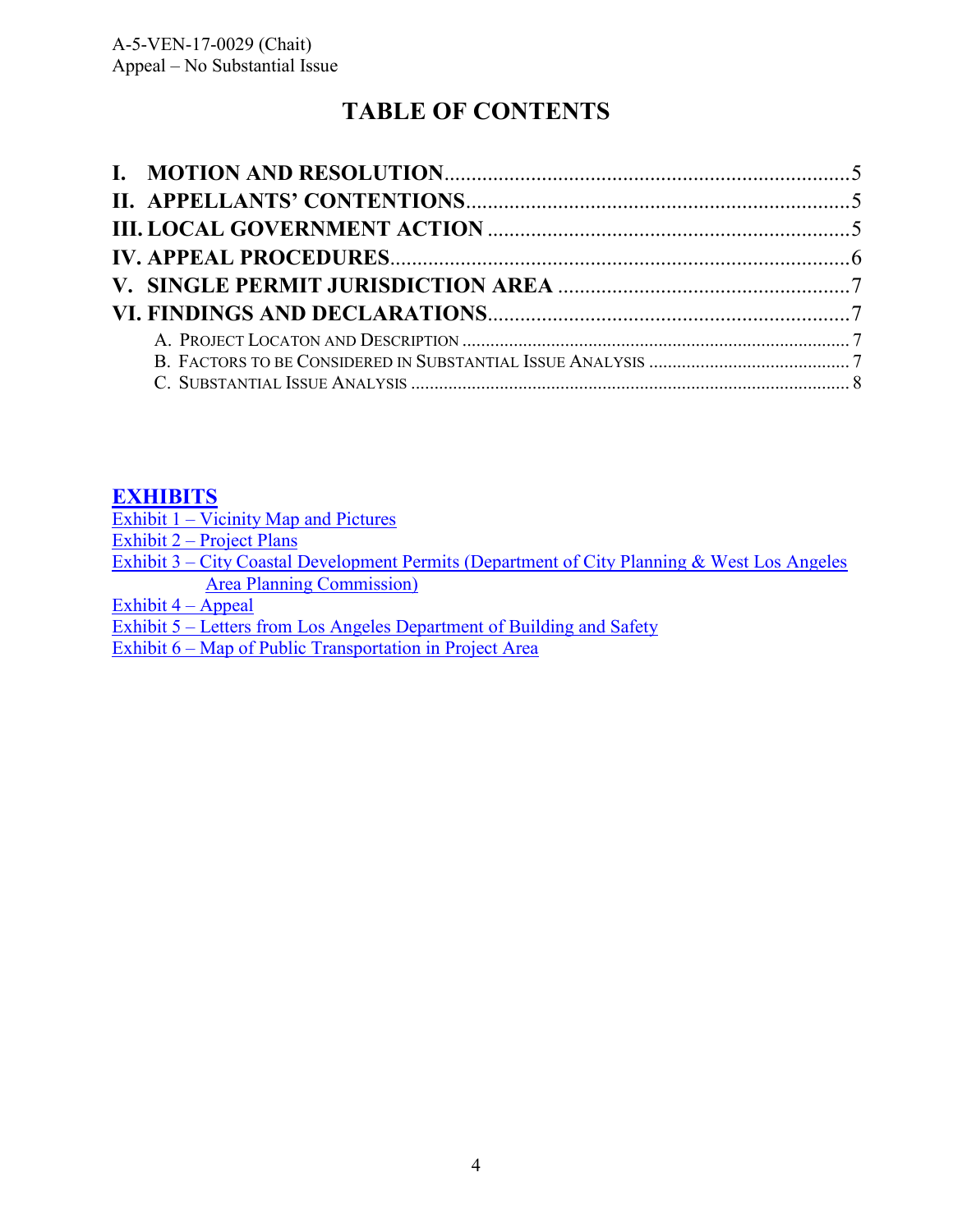# TABLE OF CONTENTS

- **I. MOTION AND RESOLUTION** .......... 5
- **II. APPELLANTS' CONTENTIONS** .......... 5
- **III. LOCAL GOVERNMENT ACTION** .......... 5
- **IV. APPEAL PROCEDURES** .......... 6
- **V. SINGLE PERMIT JURISDICTION AREA** .......... 7
- **VI. FINDINGS AND DECLARATIONS** .......... 7
  - A. PROJECT LOCATON AND DESCRIPTION .......... 7
  - B. FACTORS TO BE CONSIDERED IN SUBSTANTIAL ISSUE ANALYSIS .......... 7
  - C. SUBSTANTIAL ISSUE ANALYSIS .......... 8

**EXHIBITS**

Exhibit 1 – Vicinity Map and Pictures
Exhibit 2 – Project Plans
Exhibit 3 – City Coastal Development Permits (Department of City Planning & West Los Angeles Area Planning Commission)
Exhibit 4 – Appeal
Exhibit 5 – Letters from Los Angeles Department of Building and Safety
Exhibit 6 – Map of Public Transportation in Project Area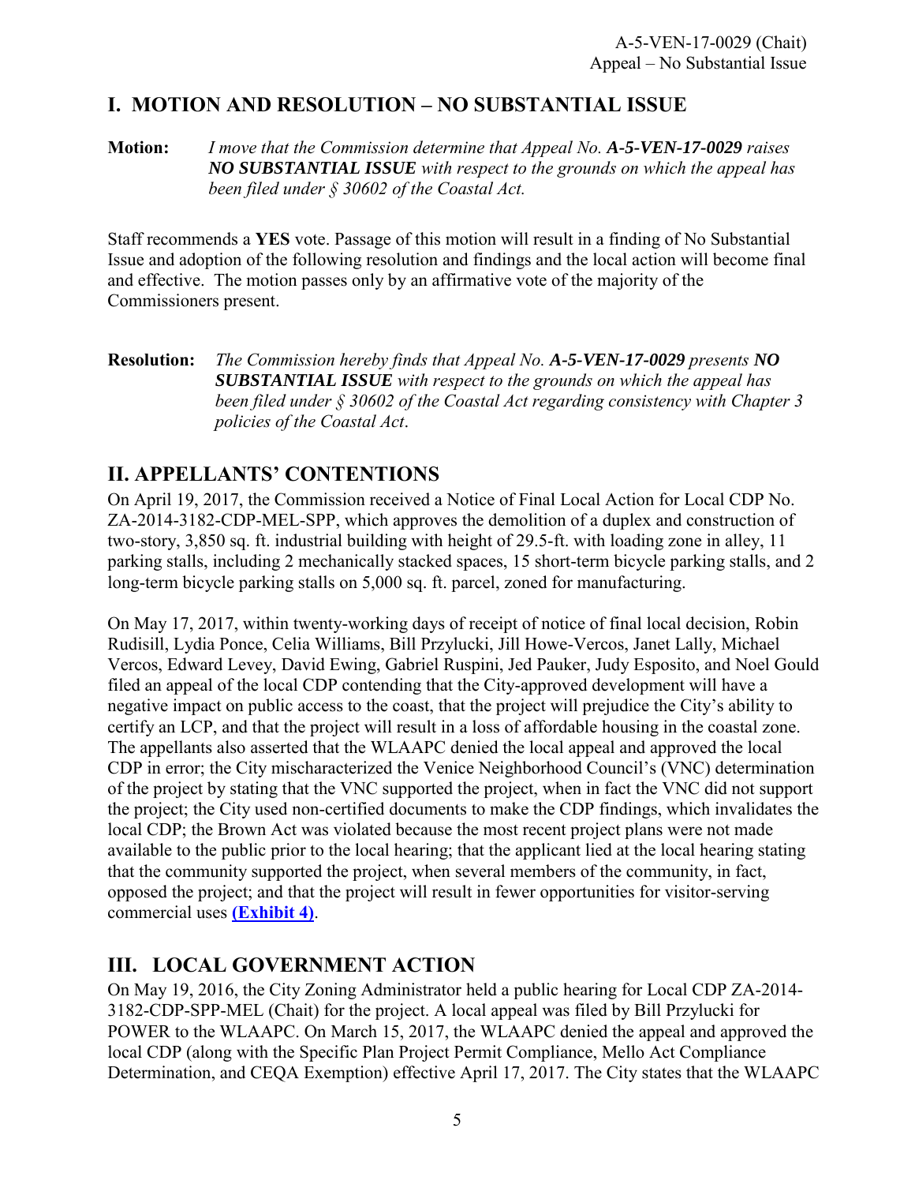## I. MOTION AND RESOLUTION – NO SUBSTANTIAL ISSUE

**Motion:** *I move that the Commission determine that Appeal No.* ***A-5-VEN-17-0029*** *raises* ***NO SUBSTANTIAL ISSUE*** *with respect to the grounds on which the appeal has been filed under § 30602 of the Coastal Act.*

Staff recommends a **YES** vote. Passage of this motion will result in a finding of No Substantial Issue and adoption of the following resolution and findings and the local action will become final and effective. The motion passes only by an affirmative vote of the majority of the Commissioners present.

**Resolution:** *The Commission hereby finds that Appeal No.* ***A-5-VEN-17-0029*** *presents* ***NO SUBSTANTIAL ISSUE*** *with respect to the grounds on which the appeal has been filed under § 30602 of the Coastal Act regarding consistency with Chapter 3 policies of the Coastal Act*.

## II. APPELLANTS' CONTENTIONS

On April 19, 2017, the Commission received a Notice of Final Local Action for Local CDP No. ZA-2014-3182-CDP-MEL-SPP, which approves the demolition of a duplex and construction of two-story, 3,850 sq. ft. industrial building with height of 29.5-ft. with loading zone in alley, 11 parking stalls, including 2 mechanically stacked spaces, 15 short-term bicycle parking stalls, and 2 long-term bicycle parking stalls on 5,000 sq. ft. parcel, zoned for manufacturing.

On May 17, 2017, within twenty-working days of receipt of notice of final local decision, Robin Rudisill, Lydia Ponce, Celia Williams, Bill Przylucki, Jill Howe-Vercos, Janet Lally, Michael Vercos, Edward Levey, David Ewing, Gabriel Ruspini, Jed Pauker, Judy Esposito, and Noel Gould filed an appeal of the local CDP contending that the City-approved development will have a negative impact on public access to the coast, that the project will prejudice the City's ability to certify an LCP, and that the project will result in a loss of affordable housing in the coastal zone. The appellants also asserted that the WLAAPC denied the local appeal and approved the local CDP in error; the City mischaracterized the Venice Neighborhood Council's (VNC) determination of the project by stating that the VNC supported the project, when in fact the VNC did not support the project; the City used non-certified documents to make the CDP findings, which invalidates the local CDP; the Brown Act was violated because the most recent project plans were not made available to the public prior to the local hearing; that the applicant lied at the local hearing stating that the community supported the project, when several members of the community, in fact, opposed the project; and that the project will result in fewer opportunities for visitor-serving commercial uses **(Exhibit 4)**.

## III. LOCAL GOVERNMENT ACTION

On May 19, 2016, the City Zoning Administrator held a public hearing for Local CDP ZA-2014-3182-CDP-SPP-MEL (Chait) for the project. A local appeal was filed by Bill Przylucki for POWER to the WLAAPC. On March 15, 2017, the WLAAPC denied the appeal and approved the local CDP (along with the Specific Plan Project Permit Compliance, Mello Act Compliance Determination, and CEQA Exemption) effective April 17, 2017. The City states that the WLAAPC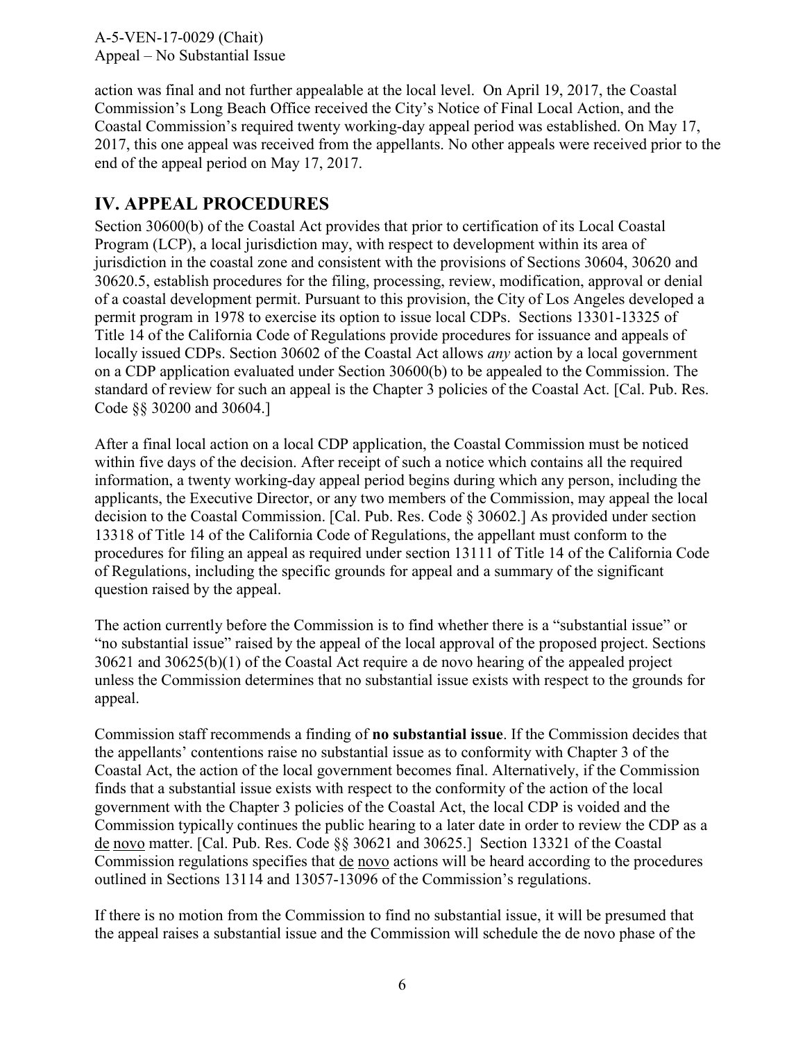action was final and not further appealable at the local level. On April 19, 2017, the Coastal Commission's Long Beach Office received the City's Notice of Final Local Action, and the Coastal Commission's required twenty working-day appeal period was established. On May 17, 2017, this one appeal was received from the appellants. No other appeals were received prior to the end of the appeal period on May 17, 2017.

# IV. APPEAL PROCEDURES

Section 30600(b) of the Coastal Act provides that prior to certification of its Local Coastal Program (LCP), a local jurisdiction may, with respect to development within its area of jurisdiction in the coastal zone and consistent with the provisions of Sections 30604, 30620 and 30620.5, establish procedures for the filing, processing, review, modification, approval or denial of a coastal development permit. Pursuant to this provision, the City of Los Angeles developed a permit program in 1978 to exercise its option to issue local CDPs. Sections 13301-13325 of Title 14 of the California Code of Regulations provide procedures for issuance and appeals of locally issued CDPs. Section 30602 of the Coastal Act allows *any* action by a local government on a CDP application evaluated under Section 30600(b) to be appealed to the Commission. The standard of review for such an appeal is the Chapter 3 policies of the Coastal Act. [Cal. Pub. Res. Code §§ 30200 and 30604.]

After a final local action on a local CDP application, the Coastal Commission must be noticed within five days of the decision. After receipt of such a notice which contains all the required information, a twenty working-day appeal period begins during which any person, including the applicants, the Executive Director, or any two members of the Commission, may appeal the local decision to the Coastal Commission. [Cal. Pub. Res. Code § 30602.] As provided under section 13318 of Title 14 of the California Code of Regulations, the appellant must conform to the procedures for filing an appeal as required under section 13111 of Title 14 of the California Code of Regulations, including the specific grounds for appeal and a summary of the significant question raised by the appeal.

The action currently before the Commission is to find whether there is a "substantial issue" or "no substantial issue" raised by the appeal of the local approval of the proposed project. Sections 30621 and 30625(b)(1) of the Coastal Act require a de novo hearing of the appealed project unless the Commission determines that no substantial issue exists with respect to the grounds for appeal.

Commission staff recommends a finding of **no substantial issue**. If the Commission decides that the appellants' contentions raise no substantial issue as to conformity with Chapter 3 of the Coastal Act, the action of the local government becomes final. Alternatively, if the Commission finds that a substantial issue exists with respect to the conformity of the action of the local government with the Chapter 3 policies of the Coastal Act, the local CDP is voided and the Commission typically continues the public hearing to a later date in order to review the CDP as a de novo matter. [Cal. Pub. Res. Code §§ 30621 and 30625.] Section 13321 of the Coastal Commission regulations specifies that de novo actions will be heard according to the procedures outlined in Sections 13114 and 13057-13096 of the Commission's regulations.

If there is no motion from the Commission to find no substantial issue, it will be presumed that the appeal raises a substantial issue and the Commission will schedule the de novo phase of the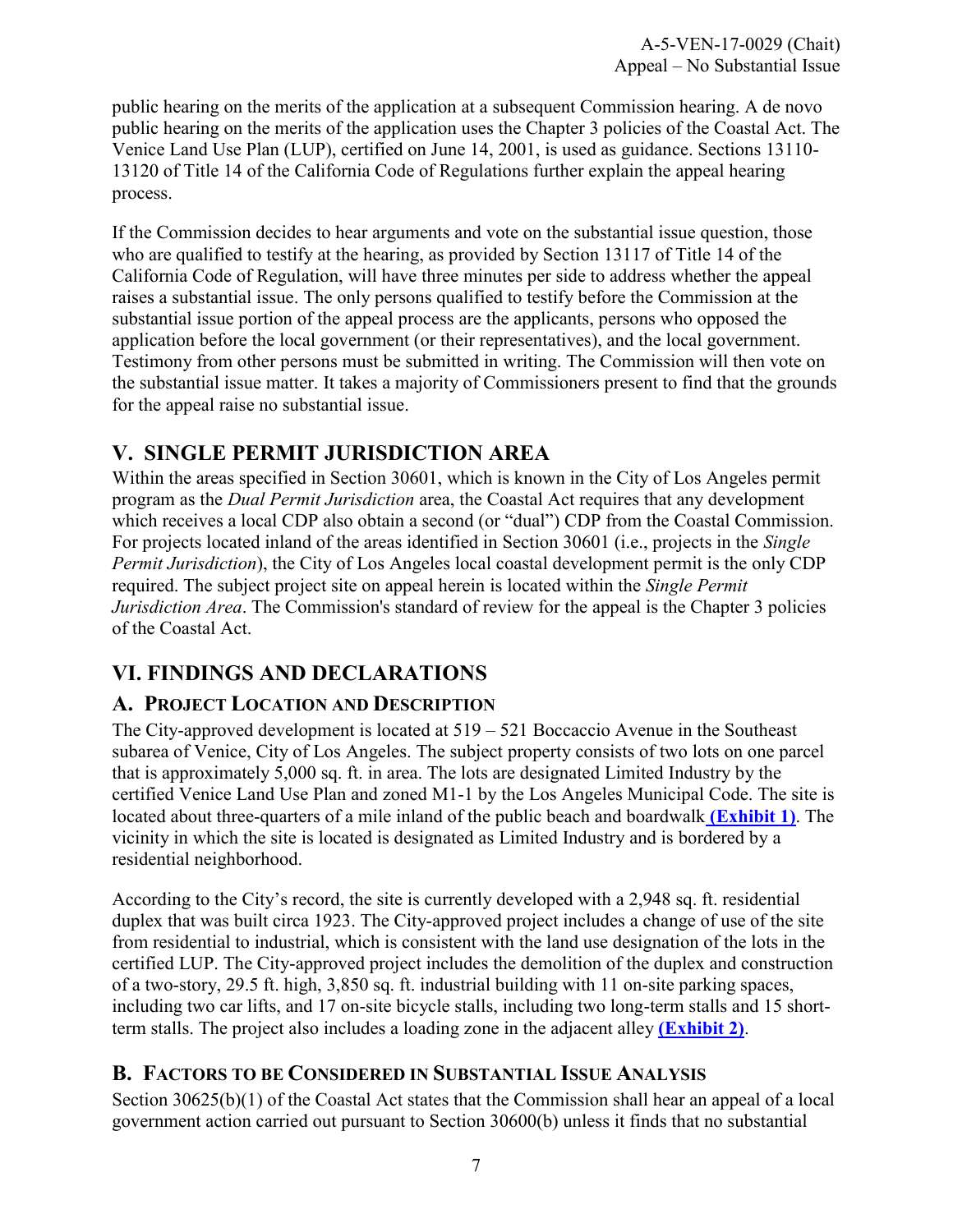public hearing on the merits of the application at a subsequent Commission hearing. A de novo public hearing on the merits of the application uses the Chapter 3 policies of the Coastal Act. The Venice Land Use Plan (LUP), certified on June 14, 2001, is used as guidance. Sections 13110-13120 of Title 14 of the California Code of Regulations further explain the appeal hearing process.

If the Commission decides to hear arguments and vote on the substantial issue question, those who are qualified to testify at the hearing, as provided by Section 13117 of Title 14 of the California Code of Regulation, will have three minutes per side to address whether the appeal raises a substantial issue. The only persons qualified to testify before the Commission at the substantial issue portion of the appeal process are the applicants, persons who opposed the application before the local government (or their representatives), and the local government. Testimony from other persons must be submitted in writing. The Commission will then vote on the substantial issue matter. It takes a majority of Commissioners present to find that the grounds for the appeal raise no substantial issue.

## V. SINGLE PERMIT JURISDICTION AREA

Within the areas specified in Section 30601, which is known in the City of Los Angeles permit program as the *Dual Permit Jurisdiction* area, the Coastal Act requires that any development which receives a local CDP also obtain a second (or "dual") CDP from the Coastal Commission. For projects located inland of the areas identified in Section 30601 (i.e., projects in the *Single Permit Jurisdiction*), the City of Los Angeles local coastal development permit is the only CDP required. The subject project site on appeal herein is located within the *Single Permit Jurisdiction Area*. The Commission's standard of review for the appeal is the Chapter 3 policies of the Coastal Act.

## VI. FINDINGS AND DECLARATIONS

### A. PROJECT LOCATION AND DESCRIPTION

The City-approved development is located at 519 – 521 Boccaccio Avenue in the Southeast subarea of Venice, City of Los Angeles. The subject property consists of two lots on one parcel that is approximately 5,000 sq. ft. in area. The lots are designated Limited Industry by the certified Venice Land Use Plan and zoned M1-1 by the Los Angeles Municipal Code. The site is located about three-quarters of a mile inland of the public beach and boardwalk **(Exhibit 1)**. The vicinity in which the site is located is designated as Limited Industry and is bordered by a residential neighborhood.

According to the City's record, the site is currently developed with a 2,948 sq. ft. residential duplex that was built circa 1923. The City-approved project includes a change of use of the site from residential to industrial, which is consistent with the land use designation of the lots in the certified LUP. The City-approved project includes the demolition of the duplex and construction of a two-story, 29.5 ft. high, 3,850 sq. ft. industrial building with 11 on-site parking spaces, including two car lifts, and 17 on-site bicycle stalls, including two long-term stalls and 15 short-term stalls. The project also includes a loading zone in the adjacent alley **(Exhibit 2)**.

### B. FACTORS TO BE CONSIDERED IN SUBSTANTIAL ISSUE ANALYSIS

Section 30625(b)(1) of the Coastal Act states that the Commission shall hear an appeal of a local government action carried out pursuant to Section 30600(b) unless it finds that no substantial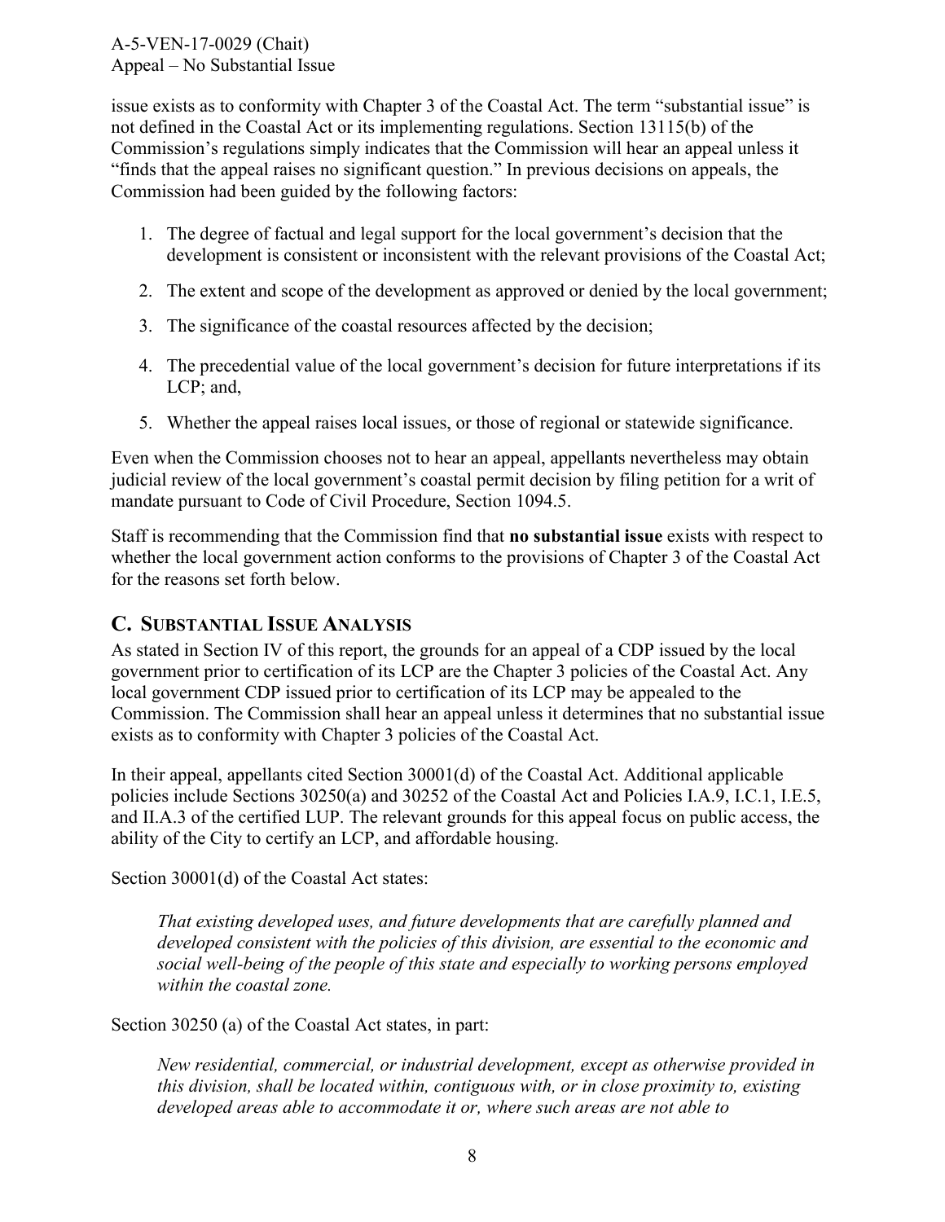issue exists as to conformity with Chapter 3 of the Coastal Act. The term "substantial issue" is not defined in the Coastal Act or its implementing regulations. Section 13115(b) of the Commission's regulations simply indicates that the Commission will hear an appeal unless it "finds that the appeal raises no significant question." In previous decisions on appeals, the Commission had been guided by the following factors:

1. The degree of factual and legal support for the local government's decision that the development is consistent or inconsistent with the relevant provisions of the Coastal Act;
2. The extent and scope of the development as approved or denied by the local government;
3. The significance of the coastal resources affected by the decision;
4. The precedential value of the local government's decision for future interpretations if its LCP; and,
5. Whether the appeal raises local issues, or those of regional or statewide significance.

Even when the Commission chooses not to hear an appeal, appellants nevertheless may obtain judicial review of the local government's coastal permit decision by filing petition for a writ of mandate pursuant to Code of Civil Procedure, Section 1094.5.

Staff is recommending that the Commission find that **no substantial issue** exists with respect to whether the local government action conforms to the provisions of Chapter 3 of the Coastal Act for the reasons set forth below.

## C. Substantial Issue Analysis

As stated in Section IV of this report, the grounds for an appeal of a CDP issued by the local government prior to certification of its LCP are the Chapter 3 policies of the Coastal Act. Any local government CDP issued prior to certification of its LCP may be appealed to the Commission. The Commission shall hear an appeal unless it determines that no substantial issue exists as to conformity with Chapter 3 policies of the Coastal Act.

In their appeal, appellants cited Section 30001(d) of the Coastal Act. Additional applicable policies include Sections 30250(a) and 30252 of the Coastal Act and Policies I.A.9, I.C.1, I.E.5, and II.A.3 of the certified LUP. The relevant grounds for this appeal focus on public access, the ability of the City to certify an LCP, and affordable housing.

Section 30001(d) of the Coastal Act states:

> *That existing developed uses, and future developments that are carefully planned and developed consistent with the policies of this division, are essential to the economic and social well-being of the people of this state and especially to working persons employed within the coastal zone.*

Section 30250 (a) of the Coastal Act states, in part:

> *New residential, commercial, or industrial development, except as otherwise provided in this division, shall be located within, contiguous with, or in close proximity to, existing developed areas able to accommodate it or, where such areas are not able to*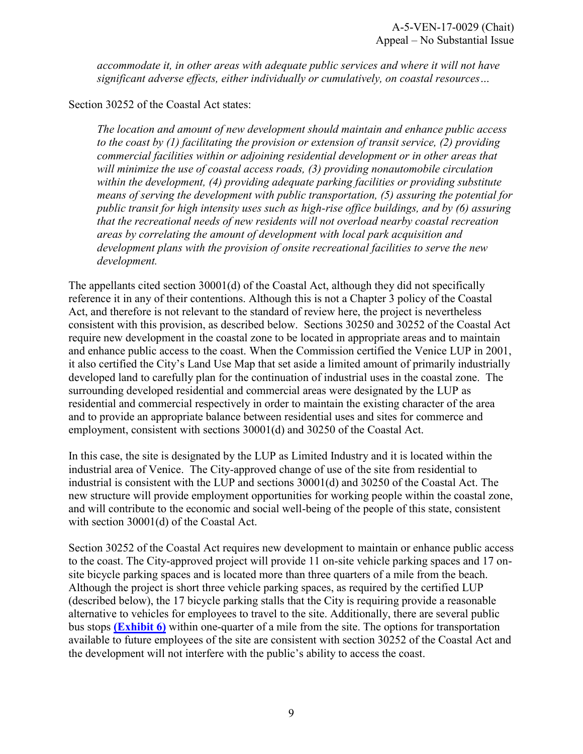*accommodate it, in other areas with adequate public services and where it will not have significant adverse effects, either individually or cumulatively, on coastal resources…*

Section 30252 of the Coastal Act states:

> *The location and amount of new development should maintain and enhance public access to the coast by (1) facilitating the provision or extension of transit service, (2) providing commercial facilities within or adjoining residential development or in other areas that will minimize the use of coastal access roads, (3) providing nonautomobile circulation within the development, (4) providing adequate parking facilities or providing substitute means of serving the development with public transportation, (5) assuring the potential for public transit for high intensity uses such as high-rise office buildings, and by (6) assuring that the recreational needs of new residents will not overload nearby coastal recreation areas by correlating the amount of development with local park acquisition and development plans with the provision of onsite recreational facilities to serve the new development.*

The appellants cited section 30001(d) of the Coastal Act, although they did not specifically reference it in any of their contentions. Although this is not a Chapter 3 policy of the Coastal Act, and therefore is not relevant to the standard of review here, the project is nevertheless consistent with this provision, as described below. Sections 30250 and 30252 of the Coastal Act require new development in the coastal zone to be located in appropriate areas and to maintain and enhance public access to the coast. When the Commission certified the Venice LUP in 2001, it also certified the City's Land Use Map that set aside a limited amount of primarily industrially developed land to carefully plan for the continuation of industrial uses in the coastal zone. The surrounding developed residential and commercial areas were designated by the LUP as residential and commercial respectively in order to maintain the existing character of the area and to provide an appropriate balance between residential uses and sites for commerce and employment, consistent with sections 30001(d) and 30250 of the Coastal Act.

In this case, the site is designated by the LUP as Limited Industry and it is located within the industrial area of Venice. The City-approved change of use of the site from residential to industrial is consistent with the LUP and sections 30001(d) and 30250 of the Coastal Act. The new structure will provide employment opportunities for working people within the coastal zone, and will contribute to the economic and social well-being of the people of this state, consistent with section 30001(d) of the Coastal Act.

Section 30252 of the Coastal Act requires new development to maintain or enhance public access to the coast. The City-approved project will provide 11 on-site vehicle parking spaces and 17 on-site bicycle parking spaces and is located more than three quarters of a mile from the beach. Although the project is short three vehicle parking spaces, as required by the certified LUP (described below), the 17 bicycle parking stalls that the City is requiring provide a reasonable alternative to vehicles for employees to travel to the site. Additionally, there are several public bus stops **(Exhibit 6)** within one-quarter of a mile from the site. The options for transportation available to future employees of the site are consistent with section 30252 of the Coastal Act and the development will not interfere with the public's ability to access the coast.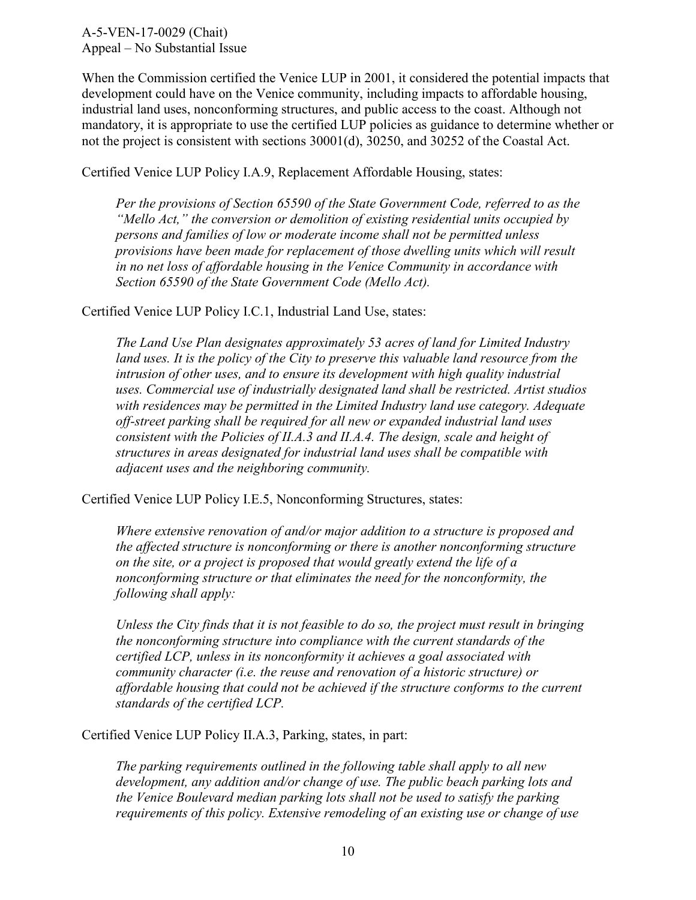When the Commission certified the Venice LUP in 2001, it considered the potential impacts that development could have on the Venice community, including impacts to affordable housing, industrial land uses, nonconforming structures, and public access to the coast. Although not mandatory, it is appropriate to use the certified LUP policies as guidance to determine whether or not the project is consistent with sections 30001(d), 30250, and 30252 of the Coastal Act.

Certified Venice LUP Policy I.A.9, Replacement Affordable Housing, states:

> *Per the provisions of Section 65590 of the State Government Code, referred to as the "Mello Act," the conversion or demolition of existing residential units occupied by persons and families of low or moderate income shall not be permitted unless provisions have been made for replacement of those dwelling units which will result in no net loss of affordable housing in the Venice Community in accordance with Section 65590 of the State Government Code (Mello Act).*

Certified Venice LUP Policy I.C.1, Industrial Land Use, states:

> *The Land Use Plan designates approximately 53 acres of land for Limited Industry land uses. It is the policy of the City to preserve this valuable land resource from the intrusion of other uses, and to ensure its development with high quality industrial uses. Commercial use of industrially designated land shall be restricted. Artist studios with residences may be permitted in the Limited Industry land use category. Adequate off-street parking shall be required for all new or expanded industrial land uses consistent with the Policies of II.A.3 and II.A.4. The design, scale and height of structures in areas designated for industrial land uses shall be compatible with adjacent uses and the neighboring community.*

Certified Venice LUP Policy I.E.5, Nonconforming Structures, states:

> *Where extensive renovation of and/or major addition to a structure is proposed and the affected structure is nonconforming or there is another nonconforming structure on the site, or a project is proposed that would greatly extend the life of a nonconforming structure or that eliminates the need for the nonconformity, the following shall apply:*
>
> *Unless the City finds that it is not feasible to do so, the project must result in bringing the nonconforming structure into compliance with the current standards of the certified LCP, unless in its nonconformity it achieves a goal associated with community character (i.e. the reuse and renovation of a historic structure) or affordable housing that could not be achieved if the structure conforms to the current standards of the certified LCP.*

Certified Venice LUP Policy II.A.3, Parking, states, in part:

> *The parking requirements outlined in the following table shall apply to all new development, any addition and/or change of use. The public beach parking lots and the Venice Boulevard median parking lots shall not be used to satisfy the parking requirements of this policy. Extensive remodeling of an existing use or change of use*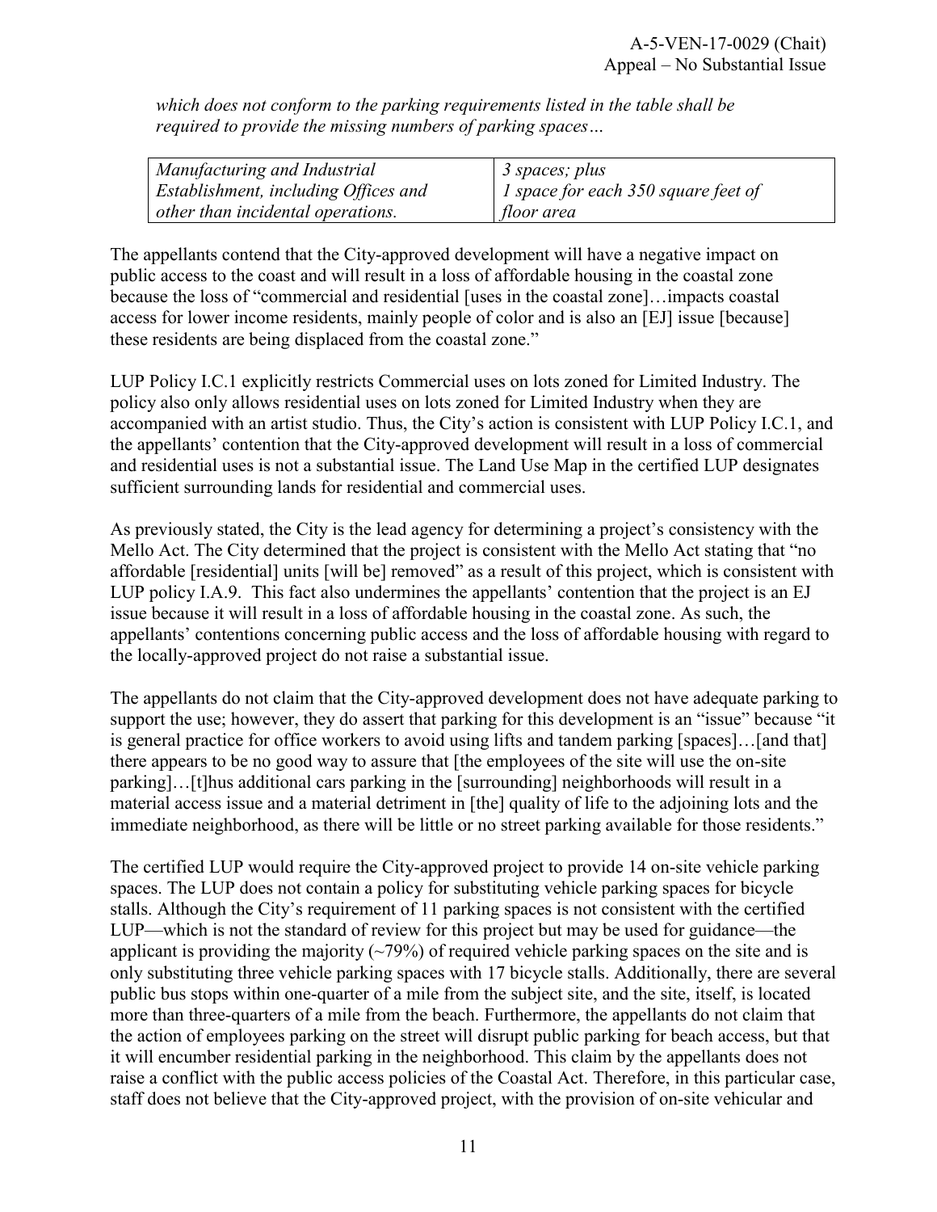*which does not conform to the parking requirements listed in the table shall be required to provide the missing numbers of parking spaces…*

| *Manufacturing and Industrial Establishment, including Offices and other than incidental operations.* | *3 spaces; plus 1 space for each 350 square feet of floor area* |
|---|---|

The appellants contend that the City-approved development will have a negative impact on public access to the coast and will result in a loss of affordable housing in the coastal zone because the loss of "commercial and residential [uses in the coastal zone]…impacts coastal access for lower income residents, mainly people of color and is also an [EJ] issue [because] these residents are being displaced from the coastal zone."

LUP Policy I.C.1 explicitly restricts Commercial uses on lots zoned for Limited Industry. The policy also only allows residential uses on lots zoned for Limited Industry when they are accompanied with an artist studio. Thus, the City's action is consistent with LUP Policy I.C.1, and the appellants' contention that the City-approved development will result in a loss of commercial and residential uses is not a substantial issue. The Land Use Map in the certified LUP designates sufficient surrounding lands for residential and commercial uses.

As previously stated, the City is the lead agency for determining a project's consistency with the Mello Act. The City determined that the project is consistent with the Mello Act stating that "no affordable [residential] units [will be] removed" as a result of this project, which is consistent with LUP policy I.A.9. This fact also undermines the appellants' contention that the project is an EJ issue because it will result in a loss of affordable housing in the coastal zone. As such, the appellants' contentions concerning public access and the loss of affordable housing with regard to the locally-approved project do not raise a substantial issue.

The appellants do not claim that the City-approved development does not have adequate parking to support the use; however, they do assert that parking for this development is an "issue" because "it is general practice for office workers to avoid using lifts and tandem parking [spaces]…[and that] there appears to be no good way to assure that [the employees of the site will use the on-site parking]…[t]hus additional cars parking in the [surrounding] neighborhoods will result in a material access issue and a material detriment in [the] quality of life to the adjoining lots and the immediate neighborhood, as there will be little or no street parking available for those residents."

The certified LUP would require the City-approved project to provide 14 on-site vehicle parking spaces. The LUP does not contain a policy for substituting vehicle parking spaces for bicycle stalls. Although the City's requirement of 11 parking spaces is not consistent with the certified LUP—which is not the standard of review for this project but may be used for guidance—the applicant is providing the majority (~79%) of required vehicle parking spaces on the site and is only substituting three vehicle parking spaces with 17 bicycle stalls. Additionally, there are several public bus stops within one-quarter of a mile from the subject site, and the site, itself, is located more than three-quarters of a mile from the beach. Furthermore, the appellants do not claim that the action of employees parking on the street will disrupt public parking for beach access, but that it will encumber residential parking in the neighborhood. This claim by the appellants does not raise a conflict with the public access policies of the Coastal Act. Therefore, in this particular case, staff does not believe that the City-approved project, with the provision of on-site vehicular and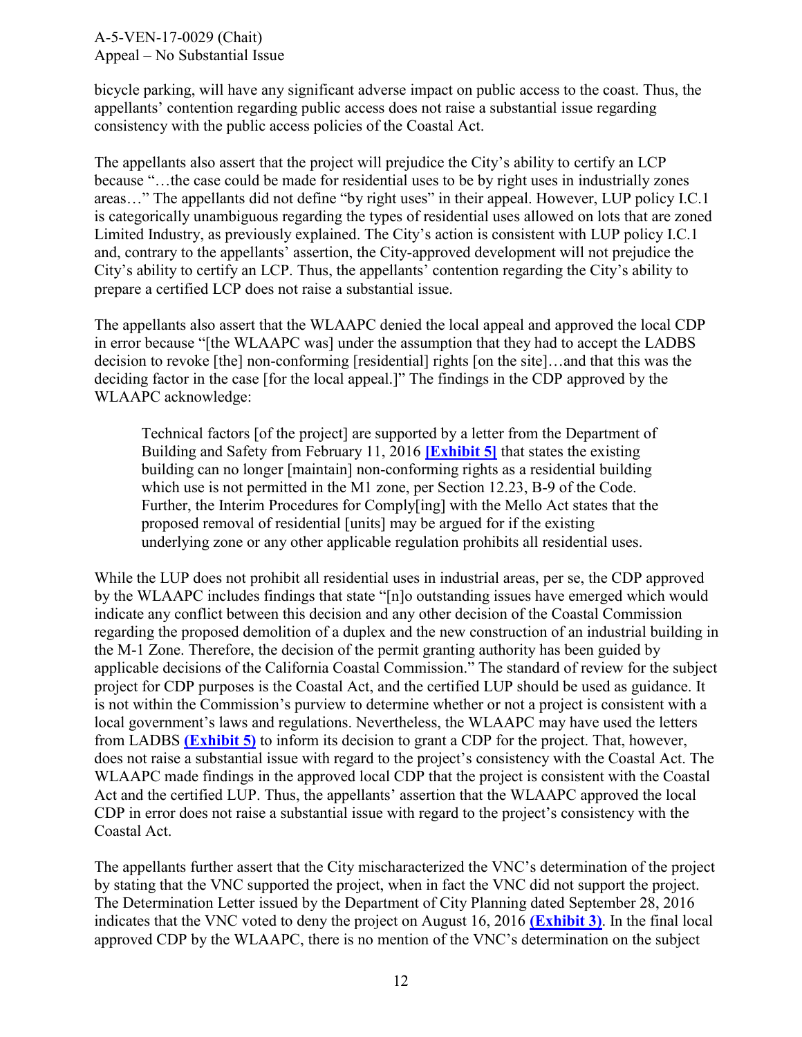bicycle parking, will have any significant adverse impact on public access to the coast. Thus, the appellants' contention regarding public access does not raise a substantial issue regarding consistency with the public access policies of the Coastal Act.

The appellants also assert that the project will prejudice the City's ability to certify an LCP because "…the case could be made for residential uses to be by right uses in industrially zones areas…" The appellants did not define "by right uses" in their appeal. However, LUP policy I.C.1 is categorically unambiguous regarding the types of residential uses allowed on lots that are zoned Limited Industry, as previously explained. The City's action is consistent with LUP policy I.C.1 and, contrary to the appellants' assertion, the City-approved development will not prejudice the City's ability to certify an LCP. Thus, the appellants' contention regarding the City's ability to prepare a certified LCP does not raise a substantial issue.

The appellants also assert that the WLAAPC denied the local appeal and approved the local CDP in error because "[the WLAAPC was] under the assumption that they had to accept the LADBS decision to revoke [the] non-conforming [residential] rights [on the site]…and that this was the deciding factor in the case [for the local appeal.]" The findings in the CDP approved by the WLAAPC acknowledge:

> Technical factors [of the project] are supported by a letter from the Department of Building and Safety from February 11, 2016 **[Exhibit 5]** that states the existing building can no longer [maintain] non-conforming rights as a residential building which use is not permitted in the M1 zone, per Section 12.23, B-9 of the Code. Further, the Interim Procedures for Comply[ing] with the Mello Act states that the proposed removal of residential [units] may be argued for if the existing underlying zone or any other applicable regulation prohibits all residential uses.

While the LUP does not prohibit all residential uses in industrial areas, per se, the CDP approved by the WLAAPC includes findings that state "[n]o outstanding issues have emerged which would indicate any conflict between this decision and any other decision of the Coastal Commission regarding the proposed demolition of a duplex and the new construction of an industrial building in the M-1 Zone. Therefore, the decision of the permit granting authority has been guided by applicable decisions of the California Coastal Commission." The standard of review for the subject project for CDP purposes is the Coastal Act, and the certified LUP should be used as guidance. It is not within the Commission's purview to determine whether or not a project is consistent with a local government's laws and regulations. Nevertheless, the WLAAPC may have used the letters from LADBS **(Exhibit 5)** to inform its decision to grant a CDP for the project. That, however, does not raise a substantial issue with regard to the project's consistency with the Coastal Act. The WLAAPC made findings in the approved local CDP that the project is consistent with the Coastal Act and the certified LUP. Thus, the appellants' assertion that the WLAAPC approved the local CDP in error does not raise a substantial issue with regard to the project's consistency with the Coastal Act.

The appellants further assert that the City mischaracterized the VNC's determination of the project by stating that the VNC supported the project, when in fact the VNC did not support the project. The Determination Letter issued by the Department of City Planning dated September 28, 2016 indicates that the VNC voted to deny the project on August 16, 2016 **(Exhibit 3)**. In the final local approved CDP by the WLAAPC, there is no mention of the VNC's determination on the subject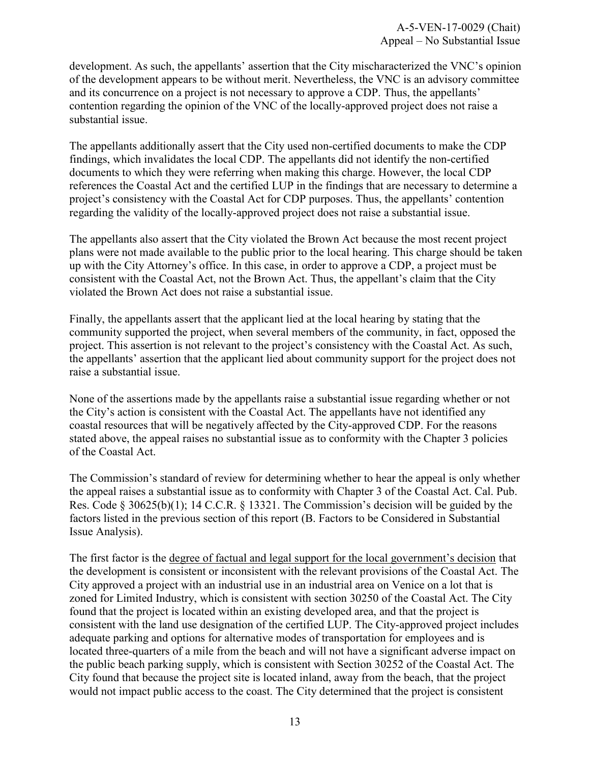development. As such, the appellants' assertion that the City mischaracterized the VNC's opinion of the development appears to be without merit. Nevertheless, the VNC is an advisory committee and its concurrence on a project is not necessary to approve a CDP. Thus, the appellants' contention regarding the opinion of the VNC of the locally-approved project does not raise a substantial issue.

The appellants additionally assert that the City used non-certified documents to make the CDP findings, which invalidates the local CDP. The appellants did not identify the non-certified documents to which they were referring when making this charge. However, the local CDP references the Coastal Act and the certified LUP in the findings that are necessary to determine a project's consistency with the Coastal Act for CDP purposes. Thus, the appellants' contention regarding the validity of the locally-approved project does not raise a substantial issue.

The appellants also assert that the City violated the Brown Act because the most recent project plans were not made available to the public prior to the local hearing. This charge should be taken up with the City Attorney's office. In this case, in order to approve a CDP, a project must be consistent with the Coastal Act, not the Brown Act. Thus, the appellant's claim that the City violated the Brown Act does not raise a substantial issue.

Finally, the appellants assert that the applicant lied at the local hearing by stating that the community supported the project, when several members of the community, in fact, opposed the project. This assertion is not relevant to the project's consistency with the Coastal Act. As such, the appellants' assertion that the applicant lied about community support for the project does not raise a substantial issue.

None of the assertions made by the appellants raise a substantial issue regarding whether or not the City's action is consistent with the Coastal Act. The appellants have not identified any coastal resources that will be negatively affected by the City-approved CDP. For the reasons stated above, the appeal raises no substantial issue as to conformity with the Chapter 3 policies of the Coastal Act.

The Commission's standard of review for determining whether to hear the appeal is only whether the appeal raises a substantial issue as to conformity with Chapter 3 of the Coastal Act. Cal. Pub. Res. Code § 30625(b)(1); 14 C.C.R. § 13321. The Commission's decision will be guided by the factors listed in the previous section of this report (B. Factors to be Considered in Substantial Issue Analysis).

The first factor is the <u>degree of factual and legal support for the local government's decision</u> that the development is consistent or inconsistent with the relevant provisions of the Coastal Act. The City approved a project with an industrial use in an industrial area on Venice on a lot that is zoned for Limited Industry, which is consistent with section 30250 of the Coastal Act. The City found that the project is located within an existing developed area, and that the project is consistent with the land use designation of the certified LUP. The City-approved project includes adequate parking and options for alternative modes of transportation for employees and is located three-quarters of a mile from the beach and will not have a significant adverse impact on the public beach parking supply, which is consistent with Section 30252 of the Coastal Act. The City found that because the project site is located inland, away from the beach, that the project would not impact public access to the coast. The City determined that the project is consistent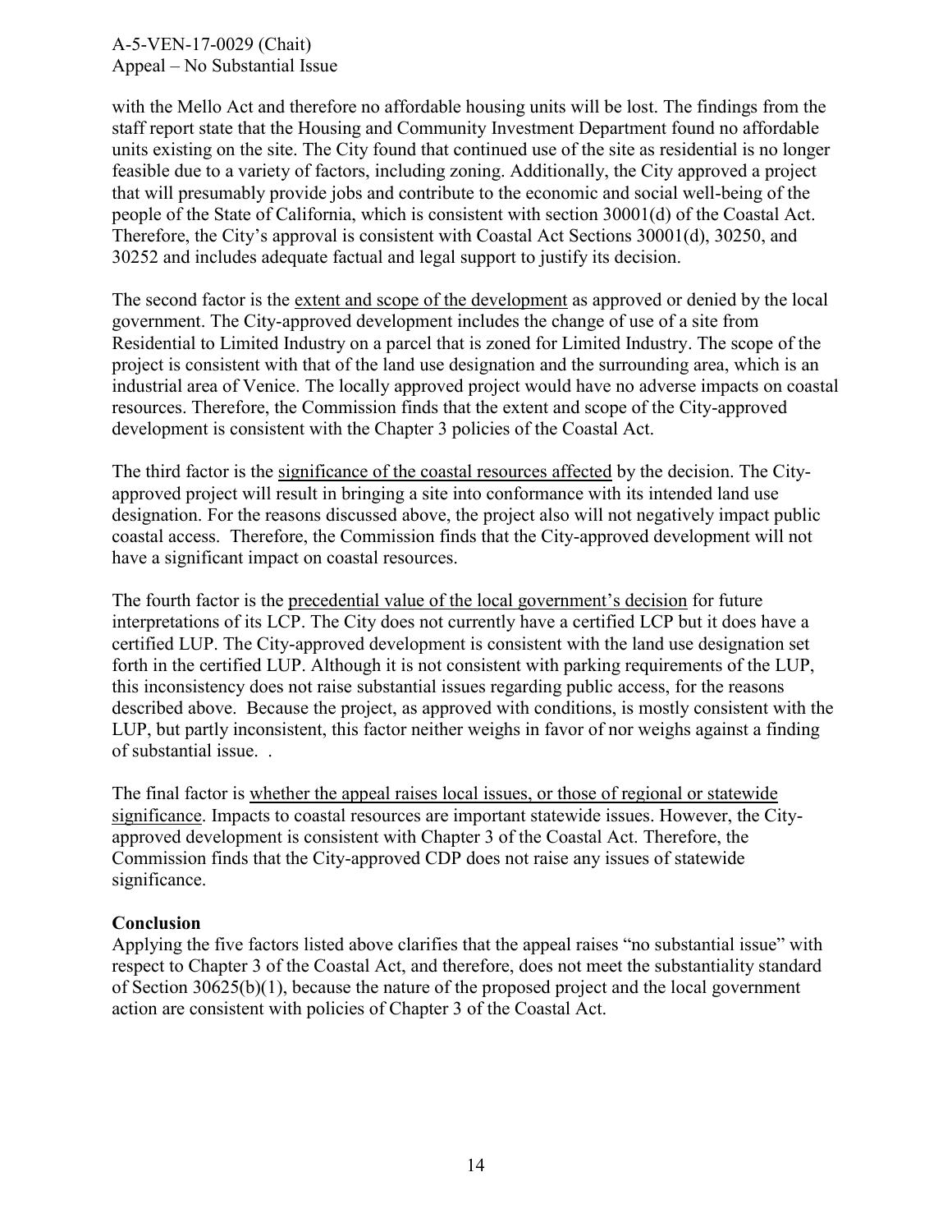with the Mello Act and therefore no affordable housing units will be lost. The findings from the staff report state that the Housing and Community Investment Department found no affordable units existing on the site. The City found that continued use of the site as residential is no longer feasible due to a variety of factors, including zoning. Additionally, the City approved a project that will presumably provide jobs and contribute to the economic and social well-being of the people of the State of California, which is consistent with section 30001(d) of the Coastal Act. Therefore, the City's approval is consistent with Coastal Act Sections 30001(d), 30250, and 30252 and includes adequate factual and legal support to justify its decision.

The second factor is the <u>extent and scope of the development</u> as approved or denied by the local government. The City-approved development includes the change of use of a site from Residential to Limited Industry on a parcel that is zoned for Limited Industry. The scope of the project is consistent with that of the land use designation and the surrounding area, which is an industrial area of Venice. The locally approved project would have no adverse impacts on coastal resources. Therefore, the Commission finds that the extent and scope of the City-approved development is consistent with the Chapter 3 policies of the Coastal Act.

The third factor is the <u>significance of the coastal resources affected</u> by the decision. The City-approved project will result in bringing a site into conformance with its intended land use designation. For the reasons discussed above, the project also will not negatively impact public coastal access. Therefore, the Commission finds that the City-approved development will not have a significant impact on coastal resources.

The fourth factor is the <u>precedential value of the local government's decision</u> for future interpretations of its LCP. The City does not currently have a certified LCP but it does have a certified LUP. The City-approved development is consistent with the land use designation set forth in the certified LUP. Although it is not consistent with parking requirements of the LUP, this inconsistency does not raise substantial issues regarding public access, for the reasons described above. Because the project, as approved with conditions, is mostly consistent with the LUP, but partly inconsistent, this factor neither weighs in favor of nor weighs against a finding of substantial issue. .

The final factor is <u>whether the appeal raises local issues, or those of regional or statewide significance</u>. Impacts to coastal resources are important statewide issues. However, the City-approved development is consistent with Chapter 3 of the Coastal Act. Therefore, the Commission finds that the City-approved CDP does not raise any issues of statewide significance.

**Conclusion**

Applying the five factors listed above clarifies that the appeal raises "no substantial issue" with respect to Chapter 3 of the Coastal Act, and therefore, does not meet the substantiality standard of Section 30625(b)(1), because the nature of the proposed project and the local government action are consistent with policies of Chapter 3 of the Coastal Act.